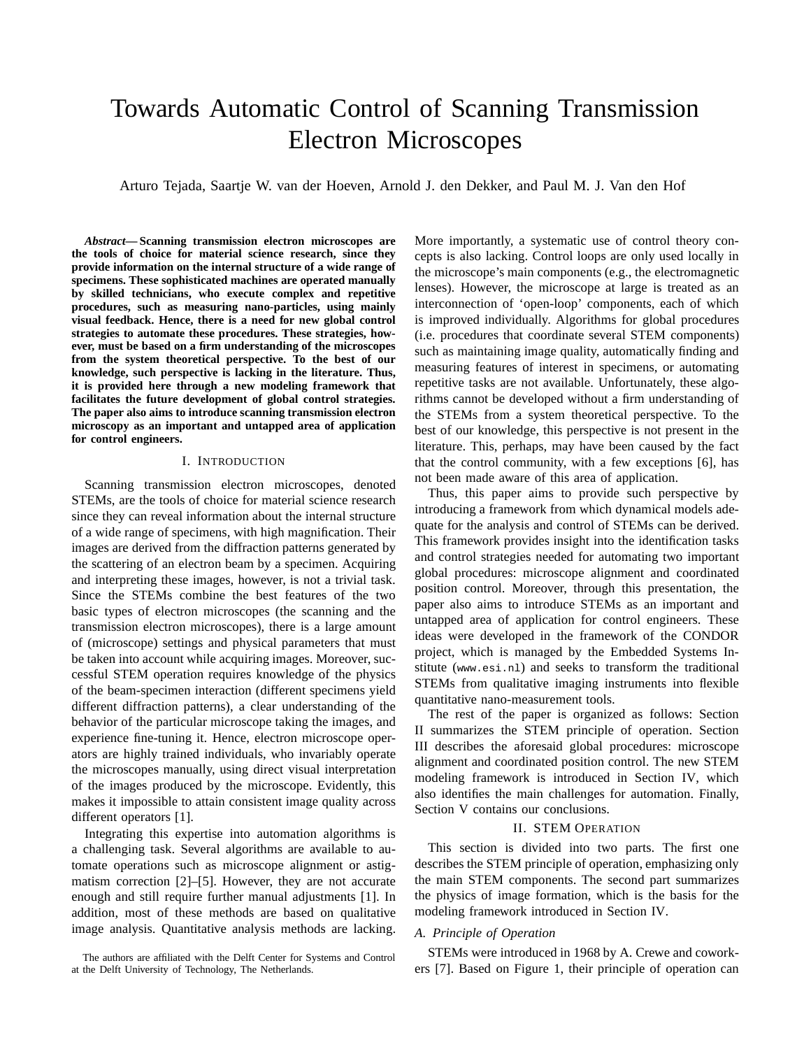# Towards Automatic Control of Scanning Transmission Electron Microscopes

Arturo Tejada, Saartje W. van der Hoeven, Arnold J. den Dekker, and Paul M. J. Van den Hof

***Abstract*— Scanning transmission electron microscopes are the tools of choice for material science research, since they provide information on the internal structure of a wide range of specimens. These sophisticated machines are operated manually by skilled technicians, who execute complex and repetitive procedures, such as measuring nano-particles, using mainly visual feedback. Hence, there is a need for new global control strategies to automate these procedures. These strategies, however, must be based on a firm understanding of the microscopes from the system theoretical perspective. To the best of our knowledge, such perspective is lacking in the literature. Thus, it is provided here through a new modeling framework that facilitates the future development of global control strategies. The paper also aims to introduce scanning transmission electron microscopy as an important and untapped area of application for control engineers.**

## I. Introduction

Scanning transmission electron microscopes, denoted STEMs, are the tools of choice for material science research since they can reveal information about the internal structure of a wide range of specimens, with high magnification. Their images are derived from the diffraction patterns generated by the scattering of an electron beam by a specimen. Acquiring and interpreting these images, however, is not a trivial task. Since the STEMs combine the best features of the two basic types of electron microscopes (the scanning and the transmission electron microscopes), there is a large amount of (microscope) settings and physical parameters that must be taken into account while acquiring images. Moreover, successful STEM operation requires knowledge of the physics of the beam-specimen interaction (different specimens yield different diffraction patterns), a clear understanding of the behavior of the particular microscope taking the images, and experience fine-tuning it. Hence, electron microscope operators are highly trained individuals, who invariably operate the microscopes manually, using direct visual interpretation of the images produced by the microscope. Evidently, this makes it impossible to attain consistent image quality across different operators [1].

Integrating this expertise into automation algorithms is a challenging task. Several algorithms are available to automate operations such as microscope alignment or astigmatism correction [2]–[5]. However, they are not accurate enough and still require further manual adjustments [1]. In addition, most of these methods are based on qualitative image analysis. Quantitative analysis methods are lacking. More importantly, a systematic use of control theory concepts is also lacking. Control loops are only used locally in the microscope's main components (e.g., the electromagnetic lenses). However, the microscope at large is treated as an interconnection of 'open-loop' components, each of which is improved individually. Algorithms for global procedures (i.e. procedures that coordinate several STEM components) such as maintaining image quality, automatically finding and measuring features of interest in specimens, or automating repetitive tasks are not available. Unfortunately, these algorithms cannot be developed without a firm understanding of the STEMs from a system theoretical perspective. To the best of our knowledge, this perspective is not present in the literature. This, perhaps, may have been caused by the fact that the control community, with a few exceptions [6], has not been made aware of this area of application.

Thus, this paper aims to provide such perspective by introducing a framework from which dynamical models adequate for the analysis and control of STEMs can be derived. This framework provides insight into the identification tasks and control strategies needed for automating two important global procedures: microscope alignment and coordinated position control. Moreover, through this presentation, the paper also aims to introduce STEMs as an important and untapped area of application for control engineers. These ideas were developed in the framework of the CONDOR project, which is managed by the Embedded Systems Institute (`www.esi.nl`) and seeks to transform the traditional STEMs from qualitative imaging instruments into flexible quantitative nano-measurement tools.

The rest of the paper is organized as follows: Section II summarizes the STEM principle of operation. Section III describes the aforesaid global procedures: microscope alignment and coordinated position control. The new STEM modeling framework is introduced in Section IV, which also identifies the main challenges for automation. Finally, Section V contains our conclusions.

## II. STEM Operation

This section is divided into two parts. The first one describes the STEM principle of operation, emphasizing only the main STEM components. The second part summarizes the physics of image formation, which is the basis for the modeling framework introduced in Section IV.

### A. Principle of Operation

STEMs were introduced in 1968 by A. Crewe and coworkers [7]. Based on Figure 1, their principle of operation can

The authors are affiliated with the Delft Center for Systems and Control at the Delft University of Technology, The Netherlands.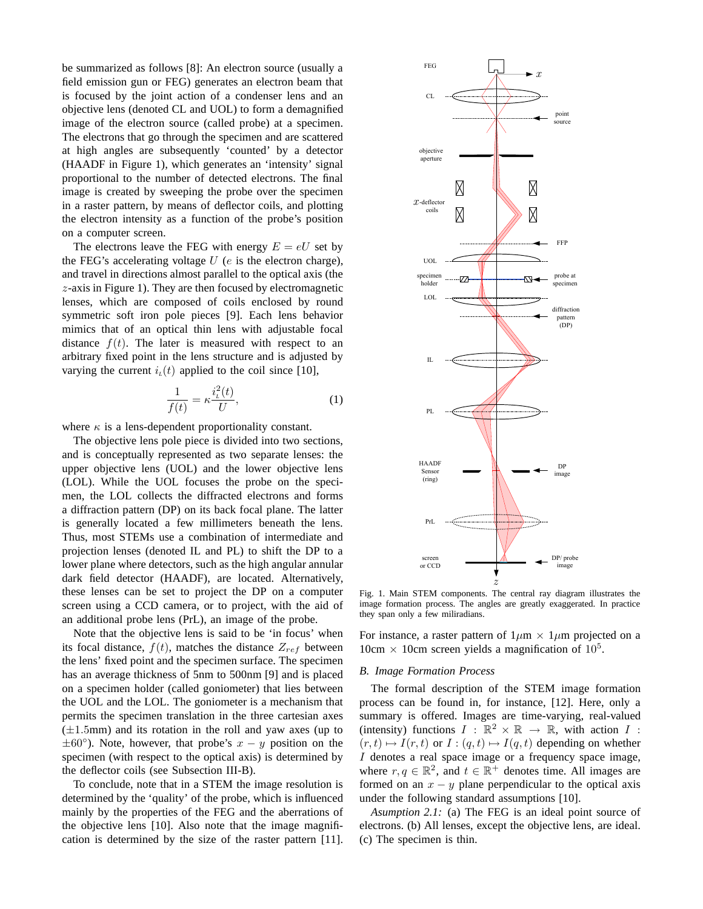be summarized as follows [8]: An electron source (usually a field emission gun or FEG) generates an electron beam that is focused by the joint action of a condenser lens and an objective lens (denoted CL and UOL) to form a demagnified image of the electron source (called probe) at a specimen. The electrons that go through the specimen and are scattered at high angles are subsequently 'counted' by a detector (HAADF in Figure 1), which generates an 'intensity' signal proportional to the number of detected electrons. The final image is created by sweeping the probe over the specimen in a raster pattern, by means of deflector coils, and plotting the electron intensity as a function of the probe's position on a computer screen.

The electrons leave the FEG with energy $E = eU$ set by the FEG's accelerating voltage $U$ ($e$ is the electron charge), and travel in directions almost parallel to the optical axis (the $z$-axis in Figure 1). They are then focused by electromagnetic lenses, which are composed of coils enclosed by round symmetric soft iron pole pieces [9]. Each lens behavior mimics that of an optical thin lens with adjustable focal distance $f(t)$. The later is measured with respect to an arbitrary fixed point in the lens structure and is adjusted by varying the current $i_{_L}(t)$ applied to the coil since [10],

$$\frac{1}{f(t)} = \kappa \frac{i_{_L}^2(t)}{U}, \tag{1}$$

where $\kappa$ is a lens-dependent proportionality constant.

The objective lens pole piece is divided into two sections, and is conceptually represented as two separate lenses: the upper objective lens (UOL) and the lower objective lens (LOL). While the UOL focuses the probe on the specimen, the LOL collects the diffracted electrons and forms a diffraction pattern (DP) on its back focal plane. The latter is generally located a few millimeters beneath the lens. Thus, most STEMs use a combination of intermediate and projection lenses (denoted IL and PL) to shift the DP to a lower plane where detectors, such as the high angular annular dark field detector (HAADF), are located. Alternatively, these lenses can be set to project the DP on a computer screen using a CCD camera, or to project, with the aid of an additional probe lens (PrL), an image of the probe.

Note that the objective lens is said to be 'in focus' when its focal distance, $f(t)$, matches the distance $Z_{ref}$ between the lens' fixed point and the specimen surface. The specimen has an average thickness of 5nm to 500nm [9] and is placed on a specimen holder (called goniometer) that lies between the UOL and the LOL. The goniometer is a mechanism that permits the specimen translation in the three cartesian axes ($\pm 1.5$mm) and its rotation in the roll and yaw axes (up to $\pm 60°$). Note, however, that probe's $x-y$ position on the specimen (with respect to the optical axis) is determined by the deflector coils (see Subsection III-B).

To conclude, note that in a STEM the image resolution is determined by the 'quality' of the probe, which is influenced mainly by the properties of the FEG and the aberrations of the objective lens [10]. Also note that the image magnification is determined by the size of the raster pattern [11]. For instance, a raster pattern of $1\mu$m $\times$ $1\mu$m projected on a 10cm $\times$ 10cm screen yields a magnification of $10^5$.

FEG
$x$
CL
point source
objective aperture
$x$-deflector coils
FFP
UOL
specimen holder
probe at specimen
LOL
diffraction pattern (DP)
IL
PL
HAADF Sensor (ring)
DP image
PrL
screen or CCD
DP/ probe image
$z$

Fig. 1. Main STEM components. The central ray diagram illustrates the image formation process. The angles are greatly exaggerated. In practice they span only a few miliradians.

### B. Image Formation Process

The formal description of the STEM image formation process can be found in, for instance, [12]. Here, only a summary is offered. Images are time-varying, real-valued (intensity) functions $I : \mathbb{R}^2 \times \mathbb{R} \to \mathbb{R}$, with action $I : (r, t) \mapsto I(r, t)$ or $I : (q, t) \mapsto I(q, t)$ depending on whether $I$ denotes a real space image or a frequency space image, where $r, q \in \mathbb{R}^2$, and $t \in \mathbb{R}^+$ denotes time. All images are formed on an $x-y$ plane perpendicular to the optical axis under the following standard assumptions [10].

*Assumption 2.1:* (a) The FEG is an ideal point source of electrons. (b) All lenses, except the objective lens, are ideal. (c) The specimen is thin.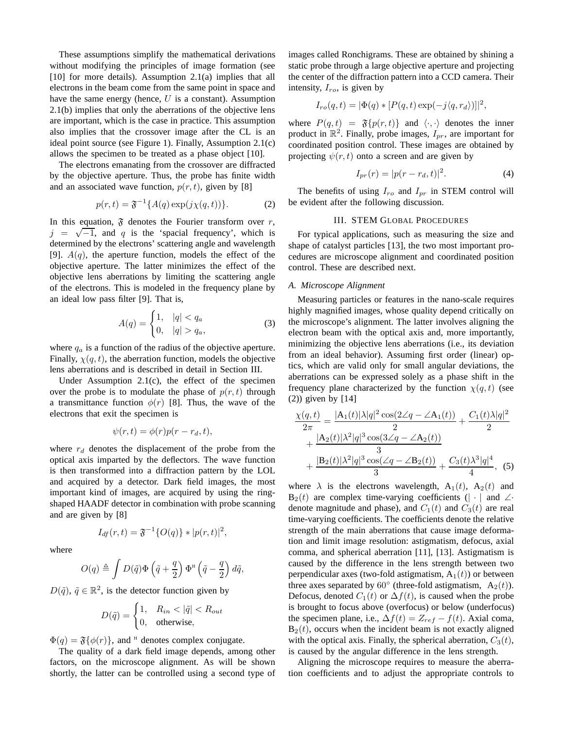These assumptions simplify the mathematical derivations without modifying the principles of image formation (see [10] for more details). Assumption 2.1(a) implies that all electrons in the beam come from the same point in space and have the same energy (hence, $U$ is a constant). Assumption 2.1(b) implies that only the aberrations of the objective lens are important, which is the case in practice. This assumption also implies that the crossover image after the CL is an ideal point source (see Figure 1). Finally, Assumption 2.1(c) allows the specimen to be treated as a phase object [10].

The electrons emanating from the crossover are diffracted by the objective aperture. Thus, the probe has finite width and an associated wave function, $p(r,t)$, given by [8]

$$p(r,t) = \mathfrak{F}^{-1}\{A(q)\exp(j\chi(q,t))\}. \tag{2}$$

In this equation, $\mathfrak{F}$ denotes the Fourier transform over $r$, $j = \sqrt{-1}$, and $q$ is the 'spacial frequency', which is determined by the electrons' scattering angle and wavelength [9]. $A(q)$, the aperture function, models the effect of the objective aperture. The latter minimizes the effect of the objective lens aberrations by limiting the scattering angle of the electrons. This is modeled in the frequency plane by an ideal low pass filter [9]. That is,

$$A(q) = \begin{cases} 1, & |q| < q_a \\ 0, & |q| > q_a, \end{cases} \tag{3}$$

where $q_a$ is a function of the radius of the objective aperture. Finally, $\chi(q,t)$, the aberration function, models the objective lens aberrations and is described in detail in Section III.

Under Assumption 2.1(c), the effect of the specimen over the probe is to modulate the phase of $p(r,t)$ through a transmittance function $\phi(r)$ [8]. Thus, the wave of the electrons that exit the specimen is

$$\psi(r,t) = \phi(r)p(r - r_d, t),$$

where $r_d$ denotes the displacement of the probe from the optical axis imparted by the deflectors. The wave function is then transformed into a diffraction pattern by the LOL and acquired by a detector. Dark field images, the most important kind of images, are acquired by using the ring-shaped HAADF detector in combination with probe scanning and are given by [8]

$$I_{df}(r,t) = \mathfrak{F}^{-1}\{O(q)\} * |p(r,t)|^2,$$

where

$$O(q) \triangleq \int D(\tilde{q})\Phi\left(\tilde{q} + \frac{q}{2}\right)\Phi^{\mathrm{H}}\left(\tilde{q} - \frac{q}{2}\right)d\tilde{q},$$

$D(\tilde{q})$, $\tilde{q} \in \mathbb{R}^2$, is the detector function given by

$$D(\tilde{q}) = \begin{cases} 1, & R_{in} < |\tilde{q}| < R_{out} \\ 0, & \text{otherwise}, \end{cases}$$

$\Phi(q) = \mathfrak{F}\{\phi(r)\}$, and $^{\mathrm{H}}$ denotes complex conjugate.

The quality of a dark field image depends, among other factors, on the microscope alignment. As will be shown shortly, the latter can be controlled using a second type of images called Ronchigrams. These are obtained by shining a static probe through a large objective aperture and projecting the center of the diffraction pattern into a CCD camera. Their intensity, $I_{ro}$, is given by

$$I_{ro}(q,t) = |\Phi(q) * [P(q,t)\exp(-j\langle q, r_d\rangle)]|^2,$$

where $P(q,t) = \mathfrak{F}\{p(r,t)\}$ and $\langle \cdot, \cdot \rangle$ denotes the inner product in $\mathbb{R}^2$. Finally, probe images, $I_{pr}$, are important for coordinated position control. These images are obtained by projecting $\psi(r,t)$ onto a screen and are given by

$$I_{pr}(r) = |p(r - r_d, t)|^2. \tag{4}$$

The benefits of using $I_{ro}$ and $I_{pr}$ in STEM control will be evident after the following discussion.

## III. STEM Global Procedures

For typical applications, such as measuring the size and shape of catalyst particles [13], the two most important procedures are microscope alignment and coordinated position control. These are described next.

### A. Microscope Alignment

Measuring particles or features in the nano-scale requires highly magnified images, whose quality depend critically on the microscope's alignment. The latter involves aligning the electron beam with the optical axis and, more importantly, minimizing the objective lens aberrations (i.e., its deviation from an ideal behavior). Assuming first order (linear) optics, which are valid only for small angular deviations, the aberrations can be expressed solely as a phase shift in the frequency plane characterized by the function $\chi(q,t)$ (see (2)) given by [14]

$$\begin{aligned}\frac{\chi(q,t)}{2\pi} &= \frac{|\mathrm{A}_1(t)|\lambda|q|^2\cos(2\angle q - \angle \mathrm{A}_1(t))}{2} + \frac{C_1(t)\lambda|q|^2}{2} \\ &+ \frac{|\mathrm{A}_2(t)|\lambda^2|q|^3\cos(3\angle q - \angle \mathrm{A}_2(t))}{3} \\ &+ \frac{|\mathrm{B}_2(t)|\lambda^2|q|^3\cos(\angle q - \angle \mathrm{B}_2(t))}{3} + \frac{C_3(t)\lambda^3|q|^4}{4},\end{aligned} \tag{5}$$

where $\lambda$ is the electrons wavelength, $\mathrm{A}_1(t)$, $\mathrm{A}_2(t)$ and $\mathrm{B}_2(t)$ are complex time-varying coefficients ($|\cdot|$ and $\angle\cdot$ denote magnitude and phase), and $C_1(t)$ and $C_3(t)$ are real time-varying coefficients. The coefficients denote the relative strength of the main aberrations that cause image deformation and limit image resolution: astigmatism, defocus, axial comma, and spherical aberration [11], [13]. Astigmatism is caused by the difference in the lens strength between two perpendicular axes (two-fold astigmatism, $\mathrm{A}_1(t)$) or between three axes separated by $60^\circ$ (three-fold astigmatism, $\mathrm{A}_2(t)$). Defocus, denoted $C_1(t)$ or $\Delta f(t)$, is caused when the probe is brought to focus above (overfocus) or below (underfocus) the specimen plane, i.e., $\Delta f(t) = Z_{ref} - f(t)$. Axial coma, $\mathrm{B}_2(t)$, occurs when the incident beam is not exactly aligned with the optical axis. Finally, the spherical aberration, $C_3(t)$, is caused by the angular difference in the lens strength.

Aligning the microscope requires to measure the aberration coefficients and to adjust the appropriate controls to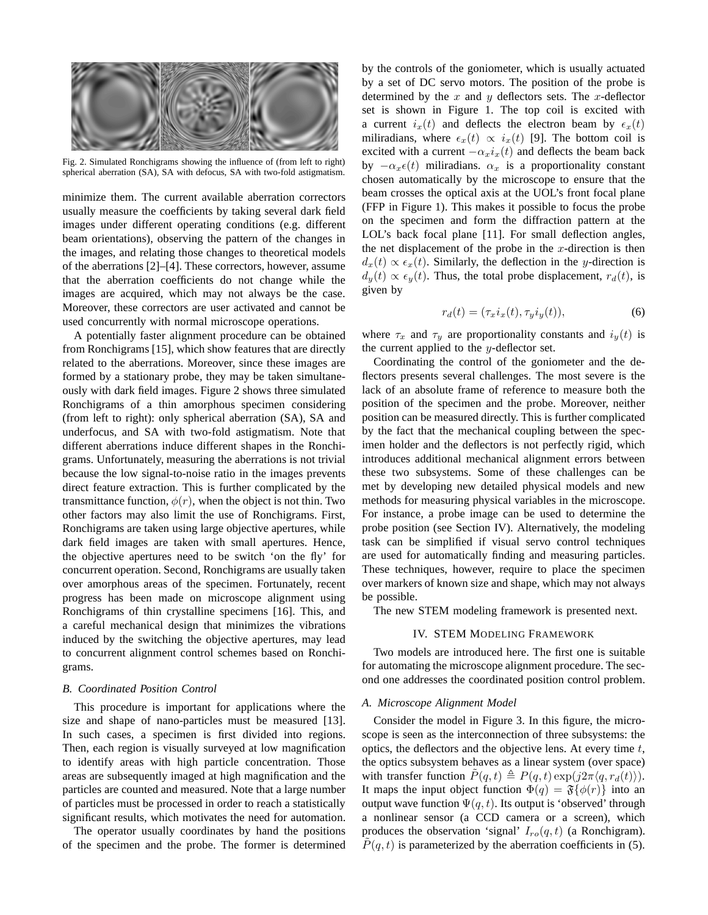Fig. 2. Simulated Ronchigrams showing the influence of (from left to right) spherical aberration (SA), SA with defocus, SA with two-fold astigmatism.

minimize them. The current available aberration correctors usually measure the coefficients by taking several dark field images under different operating conditions (e.g. different beam orientations), observing the pattern of the changes in the images, and relating those changes to theoretical models of the aberrations [2]–[4]. These correctors, however, assume that the aberration coefficients do not change while the images are acquired, which may not always be the case. Moreover, these correctors are user activated and cannot be used concurrently with normal microscope operations.

A potentially faster alignment procedure can be obtained from Ronchigrams [15], which show features that are directly related to the aberrations. Moreover, since these images are formed by a stationary probe, they may be taken simultaneously with dark field images. Figure 2 shows three simulated Ronchigrams of a thin amorphous specimen considering (from left to right): only spherical aberration (SA), SA and underfocus, and SA with two-fold astigmatism. Note that different aberrations induce different shapes in the Ronchigrams. Unfortunately, measuring the aberrations is not trivial because the low signal-to-noise ratio in the images prevents direct feature extraction. This is further complicated by the transmittance function, $\phi(r)$, when the object is not thin. Two other factors may also limit the use of Ronchigrams. First, Ronchigrams are taken using large objective apertures, while dark field images are taken with small apertures. Hence, the objective apertures need to be switch 'on the fly' for concurrent operation. Second, Ronchigrams are usually taken over amorphous areas of the specimen. Fortunately, recent progress has been made on microscope alignment using Ronchigrams of thin crystalline specimens [16]. This, and a careful mechanical design that minimizes the vibrations induced by the switching the objective apertures, may lead to concurrent alignment control schemes based on Ronchigrams.

### *B. Coordinated Position Control*

This procedure is important for applications where the size and shape of nano-particles must be measured [13]. In such cases, a specimen is first divided into regions. Then, each region is visually surveyed at low magnification to identify areas with high particle concentration. Those areas are subsequently imaged at high magnification and the particles are counted and measured. Note that a large number of particles must be processed in order to reach a statistically significant results, which motivates the need for automation.

The operator usually coordinates by hand the positions of the specimen and the probe. The former is determined by the controls of the goniometer, which is usually actuated by a set of DC servo motors. The position of the probe is determined by the $x$ and $y$ deflectors sets. The $x$-deflector set is shown in Figure 1. The top coil is excited with a current $i_x(t)$ and deflects the electron beam by $\epsilon_x(t)$ miliradians, where $\epsilon_x(t) \propto i_x(t)$ [9]. The bottom coil is excited with a current $-\alpha_x i_x(t)$ and deflects the beam back by $-\alpha_x \epsilon(t)$ miliradians. $\alpha_x$ is a proportionality constant chosen automatically by the microscope to ensure that the beam crosses the optical axis at the UOL's front focal plane (FFP in Figure 1). This makes it possible to focus the probe on the specimen and form the diffraction pattern at the LOL's back focal plane [11]. For small deflection angles, the net displacement of the probe in the $x$-direction is then $d_x(t) \propto \epsilon_x(t)$. Similarly, the deflection in the $y$-direction is $d_y(t) \propto \epsilon_y(t)$. Thus, the total probe displacement, $r_d(t)$, is given by

$$r_d(t) = (\tau_x i_x(t), \tau_y i_y(t)), \tag{6}$$

where $\tau_x$ and $\tau_y$ are proportionality constants and $i_y(t)$ is the current applied to the $y$-deflector set.

Coordinating the control of the goniometer and the deflectors presents several challenges. The most severe is the lack of an absolute frame of reference to measure both the position of the specimen and the probe. Moreover, neither position can be measured directly. This is further complicated by the fact that the mechanical coupling between the specimen holder and the deflectors is not perfectly rigid, which introduces additional mechanical alignment errors between these two subsystems. Some of these challenges can be met by developing new detailed physical models and new methods for measuring physical variables in the microscope. For instance, a probe image can be used to determine the probe position (see Section IV). Alternatively, the modeling task can be simplified if visual servo control techniques are used for automatically finding and measuring particles. These techniques, however, require to place the specimen over markers of known size and shape, which may not always be possible.

The new STEM modeling framework is presented next.

## IV. STEM Modeling Framework

Two models are introduced here. The first one is suitable for automating the microscope alignment procedure. The second one addresses the coordinated position control problem.

### *A. Microscope Alignment Model*

Consider the model in Figure 3. In this figure, the microscope is seen as the interconnection of three subsystems: the optics, the deflectors and the objective lens. At every time $t$, the optics subsystem behaves as a linear system (over space) with transfer function $\tilde{P}(q,t) \triangleq P(q,t)\exp(j2\pi\langle q, r_d(t)\rangle)$. It maps the input object function $\Phi(q) = \mathfrak{F}\{\phi(r)\}$ into an output wave function $\Psi(q,t)$. Its output is 'observed' through a nonlinear sensor (a CCD camera or a screen), which produces the observation 'signal' $I_{ro}(q,t)$ (a Ronchigram). $\tilde{P}(q,t)$ is parameterized by the aberration coefficients in (5).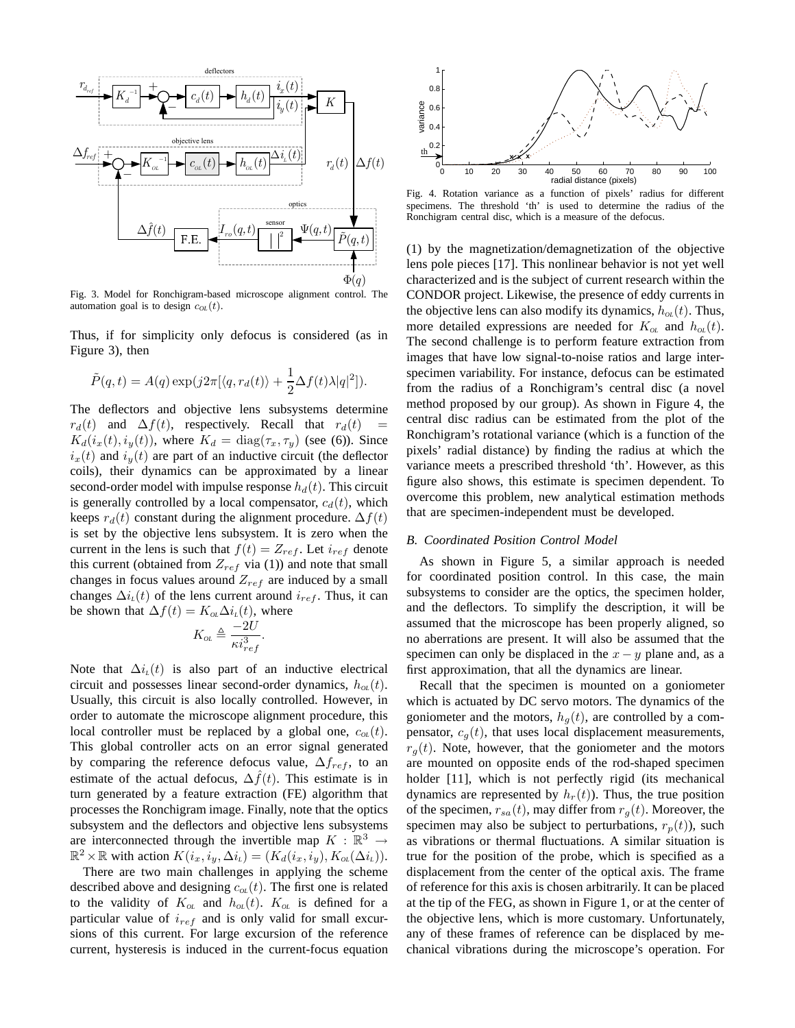deflectors

$r_{d_{ref}}$ $K_d^{-1}$ + − $c_d(t)$ $h_d(t)$ $i_x(t)$ $i_y(t)$ $K$

objective lens

$\Delta f_{ref}$ + − $K_{OL}^{-1}$ $c_{OL}(t)$ $h_{OL}(t)$ $\Delta i_L(t)$ $r_d(t)$ $\Delta f(t)$

optics

$\Delta\hat{f}(t)$ F.E. $I_{ro}(q,t)$ sensor $|\,|^2$ $\Psi(q,t)$ $\tilde{P}(q,t)$ $\Phi(q)$

Fig. 3. Model for Ronchigram-based microscope alignment control. The automation goal is to design $c_{OL}(t)$.

Thus, if for simplicity only defocus is considered (as in Figure 3), then

$$\tilde{P}(q,t) = A(q)\exp(j2\pi[\langle q, r_d(t)\rangle + \frac{1}{2}\Delta f(t)\lambda|q|^2]).$$

The deflectors and objective lens subsystems determine $r_d(t)$ and $\Delta f(t)$, respectively. Recall that $r_d(t) = K_d(i_x(t), i_y(t))$, where $K_d = \text{diag}(\tau_x, \tau_y)$ (see (6)). Since $i_x(t)$ and $i_y(t)$ are part of an inductive circuit (the deflector coils), their dynamics can be approximated by a linear second-order model with impulse response $h_d(t)$. This circuit is generally controlled by a local compensator, $c_d(t)$, which keeps $r_d(t)$ constant during the alignment procedure. $\Delta f(t)$ is set by the objective lens subsystem. It is zero when the current in the lens is such that $f(t) = Z_{ref}$. Let $i_{ref}$ denote this current (obtained from $Z_{ref}$ via (1)) and note that small changes in focus values around $Z_{ref}$ are induced by a small changes $\Delta i_L(t)$ of the lens current around $i_{ref}$. Thus, it can be shown that $\Delta f(t) = K_{OL}\Delta i_L(t)$, where

$$K_{OL} \triangleq \frac{-2U}{\kappa i_{ref}^3}.$$

Note that $\Delta i_L(t)$ is also part of an inductive electrical circuit and possesses linear second-order dynamics, $h_{OL}(t)$. Usually, this circuit is also locally controlled. However, in order to automate the microscope alignment procedure, this local controller must be replaced by a global one, $c_{OL}(t)$. This global controller acts on an error signal generated by comparing the reference defocus value, $\Delta f_{ref}$, to an estimate of the actual defocus, $\Delta\hat{f}(t)$. This estimate is in turn generated by a feature extraction (FE) algorithm that processes the Ronchigram image. Finally, note that the optics subsystem and the deflectors and objective lens subsystems are interconnected through the invertible map $K : \mathbb{R}^3 \rightarrow \mathbb{R}^2 \times \mathbb{R}$ with action $K(i_x, i_y, \Delta i_L) = (K_d(i_x, i_y), K_{OL}(\Delta i_L))$.

There are two main challenges in applying the scheme described above and designing $c_{OL}(t)$. The first one is related to the validity of $K_{OL}$ and $h_{OL}(t)$. $K_{OL}$ is defined for a particular value of $i_{ref}$ and is only valid for small excursions of this current. For large excursion of the reference current, hysteresis is induced in the current-focus equation

variance
th
radial distance (pixels)
0 10 20 30 40 50 60 70 80 90 100
0 0.2 0.4 0.6 0.8 1

Fig. 4. Rotation variance as a function of pixels' radius for different specimens. The threshold 'th' is used to determine the radius of the Ronchigram central disc, which is a measure of the defocus.

(1) by the magnetization/demagnetization of the objective lens pole pieces [17]. This nonlinear behavior is not yet well characterized and is the subject of current research within the CONDOR project. Likewise, the presence of eddy currents in the objective lens can also modify its dynamics, $h_{OL}(t)$. Thus, more detailed expressions are needed for $K_{OL}$ and $h_{OL}(t)$. The second challenge is to perform feature extraction from images that have low signal-to-noise ratios and large inter-specimen variability. For instance, defocus can be estimated from the radius of a Ronchigram's central disc (a novel method proposed by our group). As shown in Figure 4, the central disc radius can be estimated from the plot of the Ronchigram's rotational variance (which is a function of the pixels' radial distance) by finding the radius at which the variance meets a prescribed threshold 'th'. However, as this figure also shows, this estimate is specimen dependent. To overcome this problem, new analytical estimation methods that are specimen-independent must be developed.

### *B. Coordinated Position Control Model*

As shown in Figure 5, a similar approach is needed for coordinated position control. In this case, the main subsystems to consider are the optics, the specimen holder, and the deflectors. To simplify the description, it will be assumed that the microscope has been properly aligned, so no aberrations are present. It will also be assumed that the specimen can only be displaced in the $x - y$ plane and, as a first approximation, that all the dynamics are linear.

Recall that the specimen is mounted on a goniometer which is actuated by DC servo motors. The dynamics of the goniometer and the motors, $h_g(t)$, are controlled by a compensator, $c_g(t)$, that uses local displacement measurements, $r_g(t)$. Note, however, that the goniometer and the motors are mounted on opposite ends of the rod-shaped specimen holder [11], which is not perfectly rigid (its mechanical dynamics are represented by $h_r(t)$). Thus, the true position of the specimen, $r_{sa}(t)$, may differ from $r_g(t)$. Moreover, the specimen may also be subject to perturbations, $r_p(t)$), such as vibrations or thermal fluctuations. A similar situation is true for the position of the probe, which is specified as a displacement from the center of the optical axis. The frame of reference for this axis is chosen arbitrarily. It can be placed at the tip of the FEG, as shown in Figure 1, or at the center of the objective lens, which is more customary. Unfortunately, any of these frames of reference can be displaced by mechanical vibrations during the microscope's operation. For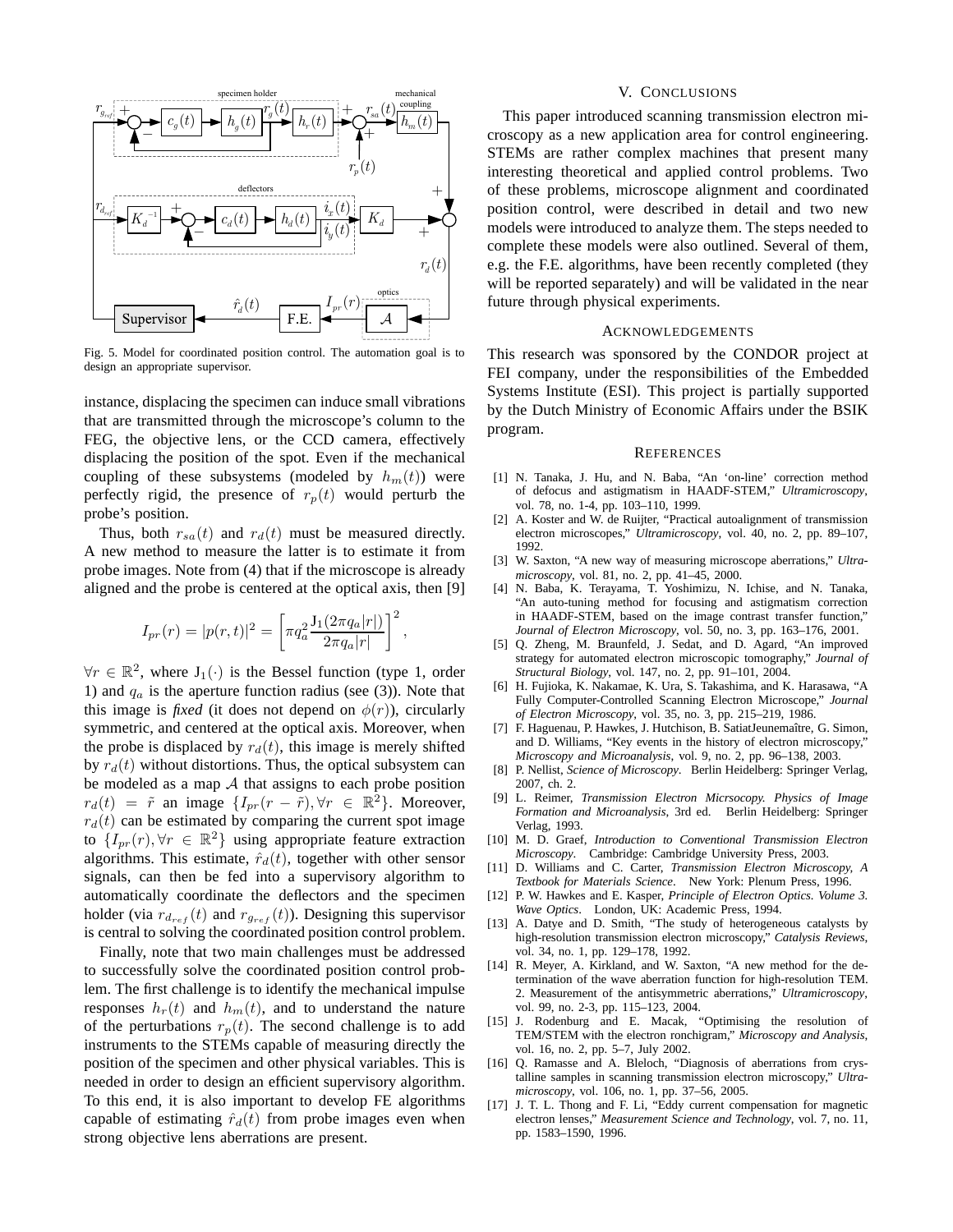specimen holder

mechanical coupling

$r_{g_{ref}}$ + − $c_g(t)$ $h_g(t)$ $r_g(t)$ $h_r(t)$ + + $r_{sa}(t)$ $h_m(t)$

$r_p(t)$

deflectors

$r_{d_{ref}}$ $K_d^{-1}$ + − $c_d(t)$ $h_d(t)$ $i_x(t)$ $i_y(t)$ $K_d$ + +

$r_d(t)$

optics

Supervisor $\hat{r}_d(t)$ F.E. $I_{pr}(r)$ $\mathcal{A}$

Fig. 5. Model for coordinated position control. The automation goal is to design an appropriate supervisor.

instance, displacing the specimen can induce small vibrations that are transmitted through the microscope's column to the FEG, the objective lens, or the CCD camera, effectively displacing the position of the spot. Even if the mechanical coupling of these subsystems (modeled by $h_m(t)$) were perfectly rigid, the presence of $r_p(t)$ would perturb the probe's position.

Thus, both $r_{sa}(t)$ and $r_d(t)$ must be measured directly. A new method to measure the latter is to estimate it from probe images. Note from (4) that if the microscope is already aligned and the probe is centered at the optical axis, then [9]

$$I_{pr}(r) = |p(r,t)|^2 = \left[\pi q_a^2 \frac{\mathrm{J}_1(2\pi q_a|r|)}{2\pi q_a|r|}\right]^2,$$

$\forall r \in \mathbb{R}^2$, where $\mathrm{J}_1(\cdot)$ is the Bessel function (type 1, order 1) and $q_a$ is the aperture function radius (see (3)). Note that this image is *fixed* (it does not depend on $\phi(r)$), circularly symmetric, and centered at the optical axis. Moreover, when the probe is displaced by $r_d(t)$, this image is merely shifted by $r_d(t)$ without distortions. Thus, the optical subsystem can be modeled as a map $\mathcal{A}$ that assigns to each probe position $r_d(t) = \tilde{r}$ an image $\{I_{pr}(r - \tilde{r}), \forall r \in \mathbb{R}^2\}$. Moreover, $r_d(t)$ can be estimated by comparing the current spot image to $\{I_{pr}(r), \forall r \in \mathbb{R}^2\}$ using appropriate feature extraction algorithms. This estimate, $\hat{r}_d(t)$, together with other sensor signals, can then be fed into a supervisory algorithm to automatically coordinate the deflectors and the specimen holder (via $r_{d_{ref}}(t)$ and $r_{g_{ref}}(t)$). Designing this supervisor is central to solving the coordinated position control problem.

Finally, note that two main challenges must be addressed to successfully solve the coordinated position control problem. The first challenge is to identify the mechanical impulse responses $h_r(t)$ and $h_m(t)$, and to understand the nature of the perturbations $r_p(t)$. The second challenge is to add instruments to the STEMs capable of measuring directly the position of the specimen and other physical variables. This is needed in order to design an efficient supervisory algorithm. To this end, it is also important to develop FE algorithms capable of estimating $\hat{r}_d(t)$ from probe images even when strong objective lens aberrations are present.

## V. Conclusions

This paper introduced scanning transmission electron microscopy as a new application area for control engineering. STEMs are rather complex machines that present many interesting theoretical and applied control problems. Two of these problems, microscope alignment and coordinated position control, were described in detail and two new models were introduced to analyze them. The steps needed to complete these models were also outlined. Several of them, e.g. the F.E. algorithms, have been recently completed (they will be reported separately) and will be validated in the near future through physical experiments.

## Acknowledgements

This research was sponsored by the CONDOR project at FEI company, under the responsibilities of the Embedded Systems Institute (ESI). This project is partially supported by the Dutch Ministry of Economic Affairs under the BSIK program.

## References

[1] N. Tanaka, J. Hu, and N. Baba, "An 'on-line' correction method of defocus and astigmatism in HAADF-STEM," *Ultramicroscopy*, vol. 78, no. 1-4, pp. 103–110, 1999.

[2] A. Koster and W. de Ruijter, "Practical autoalignment of transmission electron microscopes," *Ultramicroscopy*, vol. 40, no. 2, pp. 89–107, 1992.

[3] W. Saxton, "A new way of measuring microscope aberrations," *Ultramicroscopy*, vol. 81, no. 2, pp. 41–45, 2000.

[4] N. Baba, K. Terayama, T. Yoshimizu, N. Ichise, and N. Tanaka, "An auto-tuning method for focusing and astigmatism correction in HAADF-STEM, based on the image contrast transfer function," *Journal of Electron Microscopy*, vol. 50, no. 3, pp. 163–176, 2001.

[5] Q. Zheng, M. Braunfeld, J. Sedat, and D. Agard, "An improved strategy for automated electron microscopic tomography," *Journal of Structural Biology*, vol. 147, no. 2, pp. 91–101, 2004.

[6] H. Fujioka, K. Nakamae, K. Ura, S. Takashima, and K. Harasawa, "A Fully Computer-Controlled Scanning Electron Microscope," *Journal of Electron Microscopy*, vol. 35, no. 3, pp. 215–219, 1986.

[7] F. Haguenau, P. Hawkes, J. Hutchison, B. SatiatJeunemaître, G. Simon, and D. Williams, "Key events in the history of electron microscopy," *Microscopy and Microanalysis*, vol. 9, no. 2, pp. 96–138, 2003.

[8] P. Nellist, *Science of Microscopy*. Berlin Heidelberg: Springer Verlag, 2007, ch. 2.

[9] L. Reimer, *Transmission Electron Micrsocopy. Physics of Image Formation and Microanalysis*, 3rd ed. Berlin Heidelberg: Springer Verlag, 1993.

[10] M. D. Graef, *Introduction to Conventional Transmission Electron Microscopy*. Cambridge: Cambridge University Press, 2003.

[11] D. Williams and C. Carter, *Transmission Electron Microscopy, A Textbook for Materials Science*. New York: Plenum Press, 1996.

[12] P. W. Hawkes and E. Kasper, *Principle of Electron Optics. Volume 3. Wave Optics*. London, UK: Academic Press, 1994.

[13] A. Datye and D. Smith, "The study of heterogeneous catalysts by high-resolution transmission electron microscopy," *Catalysis Reviews*, vol. 34, no. 1, pp. 129–178, 1992.

[14] R. Meyer, A. Kirkland, and W. Saxton, "A new method for the determination of the wave aberration function for high-resolution TEM. 2. Measurement of the antisymmetric aberrations," *Ultramicroscopy*, vol. 99, no. 2-3, pp. 115–123, 2004.

[15] J. Rodenburg and E. Macak, "Optimising the resolution of TEM/STEM with the electron ronchigram," *Microscopy and Analysis*, vol. 16, no. 2, pp. 5–7, July 2002.

[16] Q. Ramasse and A. Bleloch, "Diagnosis of aberrations from crystalline samples in scanning transmission electron microscopy," *Ultramicroscopy*, vol. 106, no. 1, pp. 37–56, 2005.

[17] J. T. L. Thong and F. Li, "Eddy current compensation for magnetic electron lenses," *Measurement Science and Technology*, vol. 7, no. 11, pp. 1583–1590, 1996.